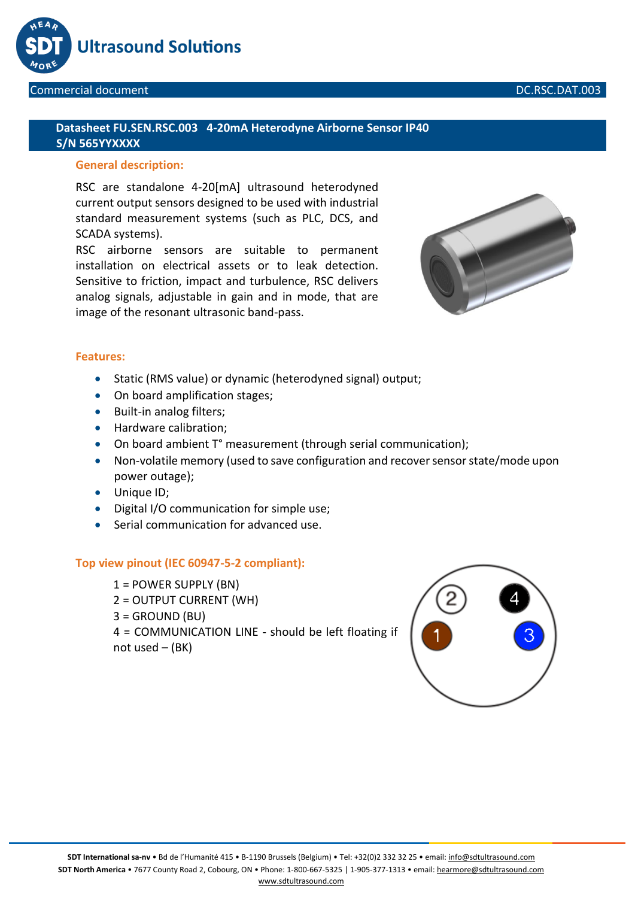Commercial document DC.RSC.DAT.003

# Datasheet FU.SEN.RSC.003 4-20mA Heterodyne Airborne Sensor IP40 S/N 565YYXXXX

## General description:

RSC are standalone 4-20[mA] ultrasound heterodyned current output sensors designed to be used with industrial standard measurement systems (such as PLC, DCS, and SCADA systems).

RSC airborne sensors are suitable to permanent installation on electrical assets or to leak detection. Sensitive to friction, impact and turbulence, RSC delivers analog signals, adjustable in gain and in mode, that are image of the resonant ultrasonic band-pass.

## Features:

- Static (RMS value) or dynamic (heterodyned signal) output;
- On board amplification stages;
- Built-in analog filters;
- Hardware calibration;
- On board ambient T° measurement (through serial communication);
- Non-volatile memory (used to save configuration and recover sensor state/mode upon power outage);
- Unique ID;
- Digital I/O communication for simple use;
- Serial communication for advanced use.

## Top view pinout (IEC 60947-5-2 compliant):

1 = POWER SUPPLY (BN)
2 = OUTPUT CURRENT (WH)
3 = GROUND (BU)
4 = COMMUNICATION LINE - should be left floating if not used – (BK)

SDT International sa-nv • Bd de l'Humanité 415 • B-1190 Brussels (Belgium) • Tel: +32(0)2 332 32 25 • email: info@sdtultrasound.com
SDT North America • 7677 County Road 2, Cobourg, ON • Phone: 1-800-667-5325 | 1-905-377-1313 • email: hearmore@sdtultrasound.com
www.sdtultrasound.com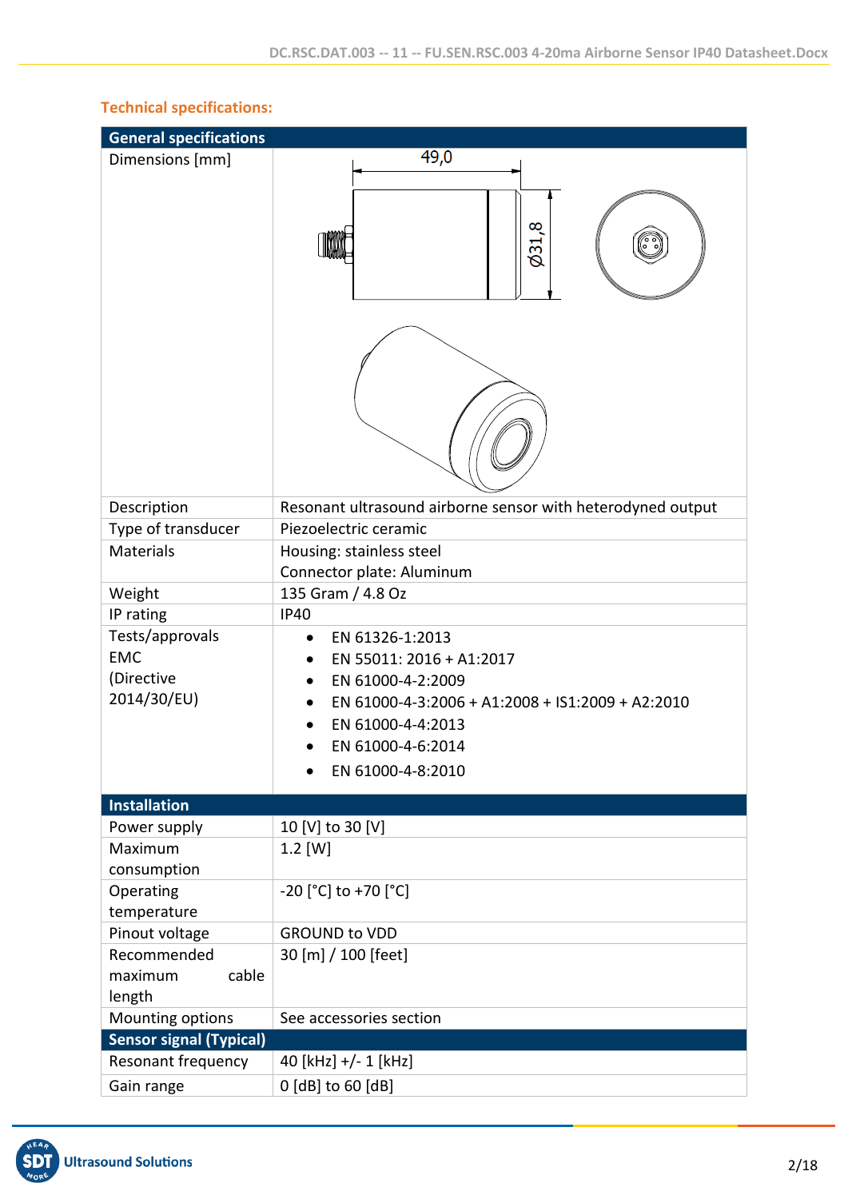**Technical specifications:**

| General specifications | |
|---|---|
| Dimensions [mm] | 49,0 Ø31,8 |
| Description | Resonant ultrasound airborne sensor with heterodyned output |
| Type of transducer | Piezoelectric ceramic |
| Materials | Housing: stainless steel<br>Connector plate: Aluminum |
| Weight | 135 Gram / 4.8 Oz |
| IP rating | IP40 |
| Tests/approvals EMC (Directive 2014/30/EU) | • EN 61326-1:2013<br>• EN 55011: 2016 + A1:2017<br>• EN 61000-4-2:2009<br>• EN 61000-4-3:2006 + A1:2008 + IS1:2009 + A2:2010<br>• EN 61000-4-4:2013<br>• EN 61000-4-6:2014<br>• EN 61000-4-8:2010 |
| **Installation** | |
| Power supply | 10 [V] to 30 [V] |
| Maximum consumption | 1.2 [W] |
| Operating temperature | -20 [°C] to +70 [°C] |
| Pinout voltage | GROUND to VDD |
| Recommended maximum cable length | 30 [m] / 100 [feet] |
| Mounting options | See accessories section |
| **Sensor signal (Typical)** | |
| Resonant frequency | 40 [kHz] +/- 1 [kHz] |
| Gain range | 0 [dB] to 60 [dB] |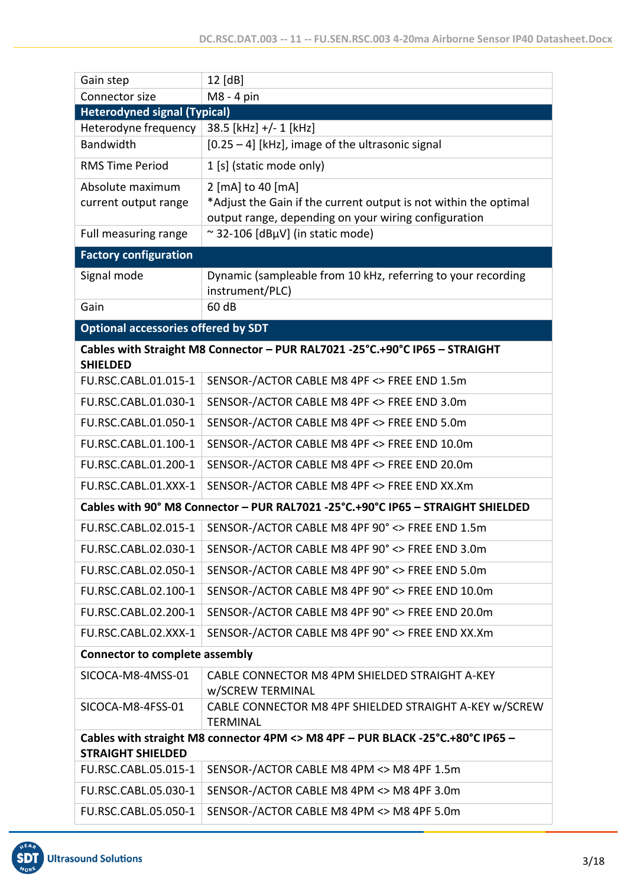| | |
|---|---|
| Gain step | 12 [dB] |
| Connector size | M8 - 4 pin |
| **Heterodyned signal (Typical)** | |
| Heterodyne frequency | 38.5 [kHz] +/- 1 [kHz] |
| Bandwidth | [0.25 – 4] [kHz], image of the ultrasonic signal |
| RMS Time Period | 1 [s] (static mode only) |
| Absolute maximum current output range | 2 [mA] to 40 [mA]<br>*Adjust the Gain if the current output is not within the optimal output range, depending on your wiring configuration |
| Full measuring range | ~ 32-106 [dBµV] (in static mode) |
| **Factory configuration** | |
| Signal mode | Dynamic (sampleable from 10 kHz, referring to your recording instrument/PLC) |
| Gain | 60 dB |
| **Optional accessories offered by SDT** | |
| **Cables with Straight M8 Connector – PUR RAL7021 -25°C.+90°C IP65 – STRAIGHT SHIELDED** | |
| FU.RSC.CABL.01.015-1 | SENSOR-/ACTOR CABLE M8 4PF <> FREE END 1.5m |
| FU.RSC.CABL.01.030-1 | SENSOR-/ACTOR CABLE M8 4PF <> FREE END 3.0m |
| FU.RSC.CABL.01.050-1 | SENSOR-/ACTOR CABLE M8 4PF <> FREE END 5.0m |
| FU.RSC.CABL.01.100-1 | SENSOR-/ACTOR CABLE M8 4PF <> FREE END 10.0m |
| FU.RSC.CABL.01.200-1 | SENSOR-/ACTOR CABLE M8 4PF <> FREE END 20.0m |
| FU.RSC.CABL.01.XXX-1 | SENSOR-/ACTOR CABLE M8 4PF <> FREE END XX.Xm |
| **Cables with 90° M8 Connector – PUR RAL7021 -25°C.+90°C IP65 – STRAIGHT SHIELDED** | |
| FU.RSC.CABL.02.015-1 | SENSOR-/ACTOR CABLE M8 4PF 90° <> FREE END 1.5m |
| FU.RSC.CABL.02.030-1 | SENSOR-/ACTOR CABLE M8 4PF 90° <> FREE END 3.0m |
| FU.RSC.CABL.02.050-1 | SENSOR-/ACTOR CABLE M8 4PF 90° <> FREE END 5.0m |
| FU.RSC.CABL.02.100-1 | SENSOR-/ACTOR CABLE M8 4PF 90° <> FREE END 10.0m |
| FU.RSC.CABL.02.200-1 | SENSOR-/ACTOR CABLE M8 4PF 90° <> FREE END 20.0m |
| FU.RSC.CABL.02.XXX-1 | SENSOR-/ACTOR CABLE M8 4PF 90° <> FREE END XX.Xm |
| **Connector to complete assembly** | |
| SICOCA-M8-4MSS-01 | CABLE CONNECTOR M8 4PM SHIELDED STRAIGHT A-KEY w/SCREW TERMINAL |
| SICOCA-M8-4FSS-01 | CABLE CONNECTOR M8 4PF SHIELDED STRAIGHT A-KEY w/SCREW TERMINAL |
| **Cables with straight M8 connector 4PM <> M8 4PF – PUR BLACK -25°C.+80°C IP65 – STRAIGHT SHIELDED** | |
| FU.RSC.CABL.05.015-1 | SENSOR-/ACTOR CABLE M8 4PM <> M8 4PF 1.5m |
| FU.RSC.CABL.05.030-1 | SENSOR-/ACTOR CABLE M8 4PM <> M8 4PF 3.0m |
| FU.RSC.CABL.05.050-1 | SENSOR-/ACTOR CABLE M8 4PM <> M8 4PF 5.0m |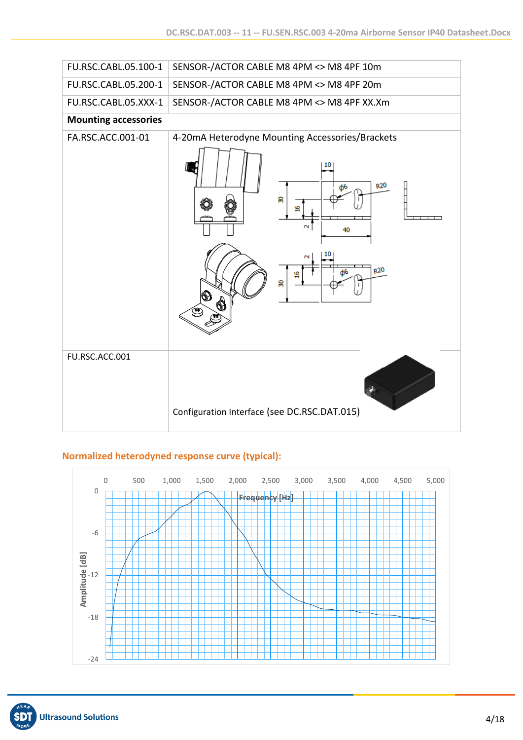| | |
|---|---|
| FU.RSC.CABL.05.100-1 | SENSOR-/ACTOR CABLE M8 4PM <> M8 4PF 10m |
| FU.RSC.CABL.05.200-1 | SENSOR-/ACTOR CABLE M8 4PM <> M8 4PF 20m |
| FU.RSC.CABL.05.XXX-1 | SENSOR-/ACTOR CABLE M8 4PM <> M8 4PF XX.Xm |
| **Mounting accessories** | |
| FA.RSC.ACC.001-01 | 4-20mA Heterodyne Mounting Accessories/Brackets |
| FU.RSC.ACC.001 | Configuration Interface (see DC.RSC.DAT.015) |

## Normalized heterodyned response curve (typical):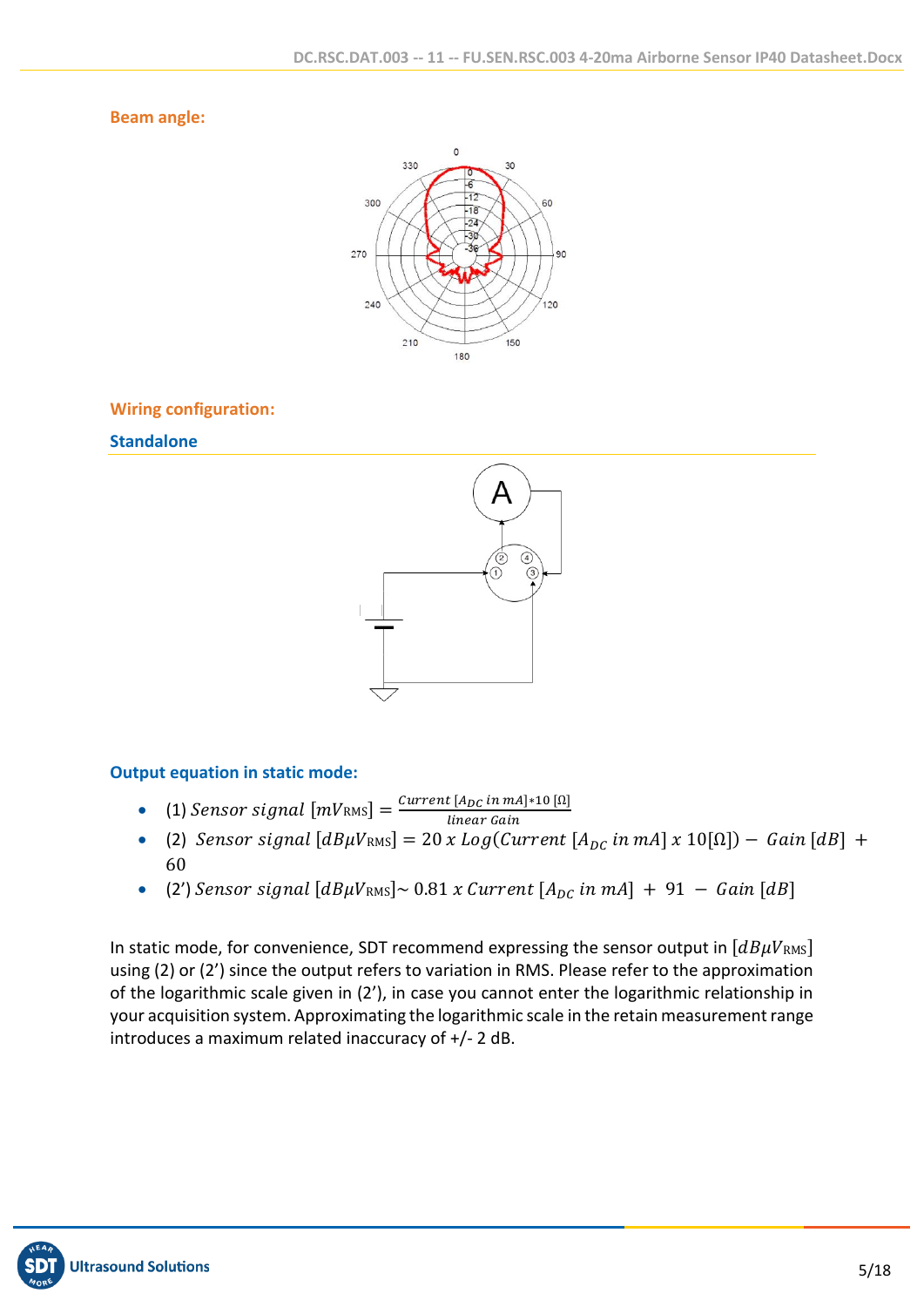**Beam angle:**

**Wiring configuration:**

**Standalone**

**Output equation in static mode:**

- (1) $Sensor\ signal\ [mV_{\text{RMS}}] = \frac{Current\ [A_{DC}\ in\ mA]*10\ [\Omega]}{linear\ Gain}$
- (2) $Sensor\ signal\ [dB\mu V_{\text{RMS}}] = 20\ x\ Log(Current\ [A_{DC}\ in\ mA]\ x\ 10[\Omega]) - Gain\ [dB] + 60$
- (2') $Sensor\ signal\ [dB\mu V_{\text{RMS}}] \sim 0.81\ x\ Current\ [A_{DC}\ in\ mA] + 91 - Gain\ [dB]$

In static mode, for convenience, SDT recommend expressing the sensor output in $[dB\mu V_{\text{RMS}}]$ using (2) or (2') since the output refers to variation in RMS. Please refer to the approximation of the logarithmic scale given in (2'), in case you cannot enter the logarithmic relationship in your acquisition system. Approximating the logarithmic scale in the retain measurement range introduces a maximum related inaccuracy of +/- 2 dB.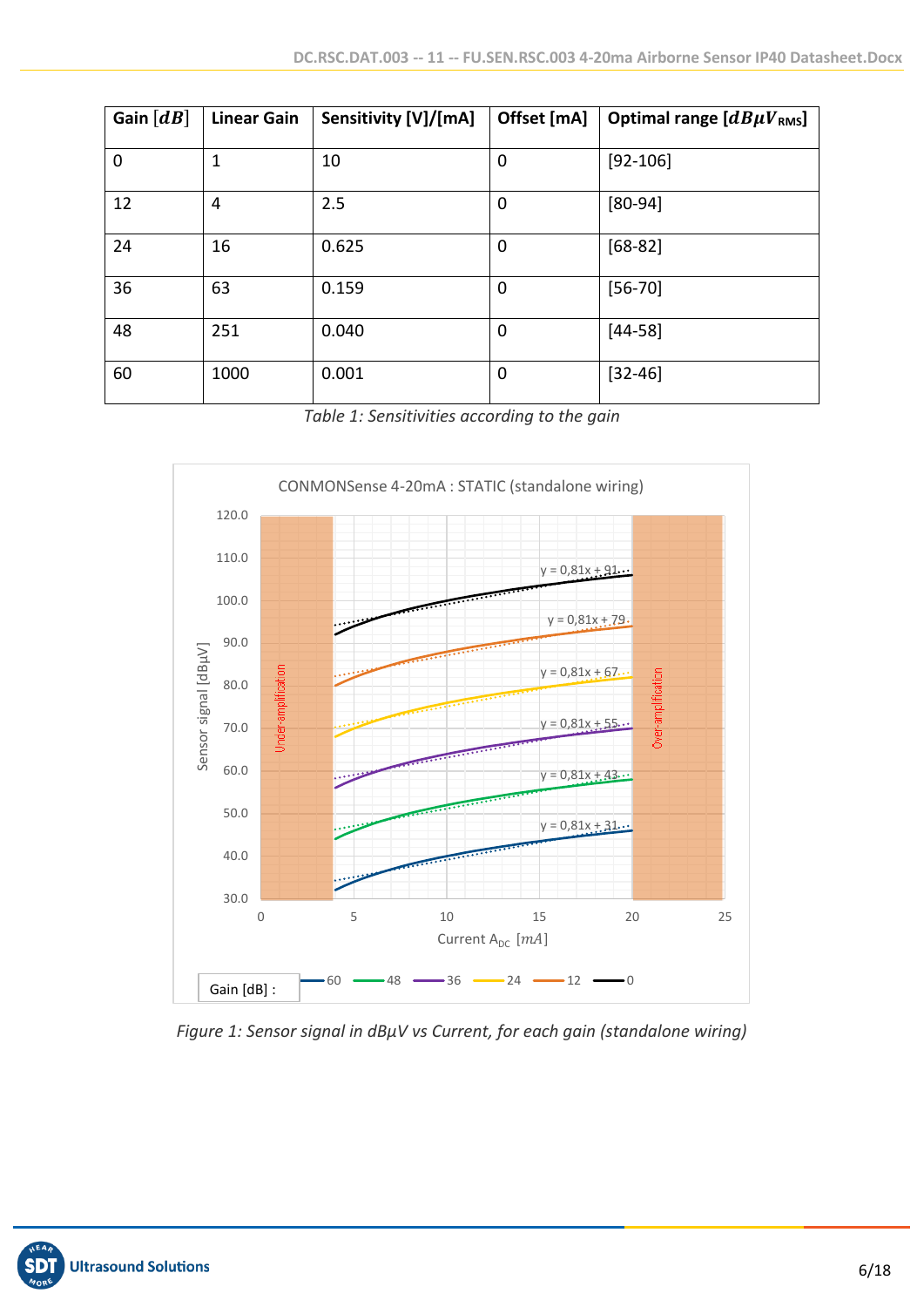| Gain $[dB]$ | Linear Gain | Sensitivity [V]/[mA] | Offset [mA] | Optimal range $[dB\mu V_{RMS}]$ |
|---|---|---|---|---|
| 0 | 1 | 10 | 0 | [92-106] |
| 12 | 4 | 2.5 | 0 | [80-94] |
| 24 | 16 | 0.625 | 0 | [68-82] |
| 36 | 63 | 0.159 | 0 | [56-70] |
| 48 | 251 | 0.040 | 0 | [44-58] |
| 60 | 1000 | 0.001 | 0 | [32-46] |

*Table 1: Sensitivities according to the gain*

*Figure 1: Sensor signal in dBµV vs Current, for each gain (standalone wiring)*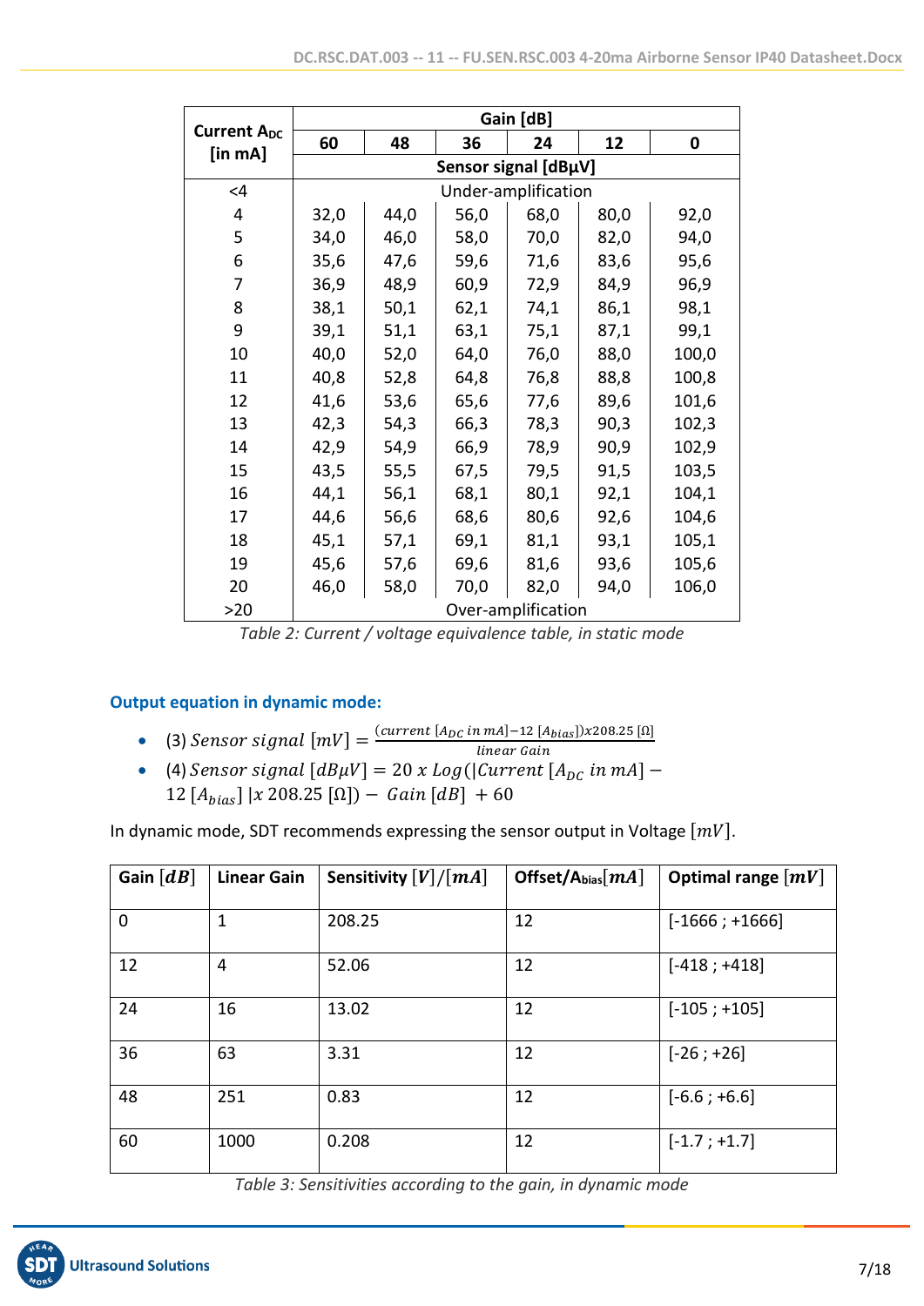| Current $A_{DC}$ [in mA] | Gain [dB] | | | | | |
|---|---|---|---|---|---|---|
| | 60 | 48 | 36 | 24 | 12 | 0 |
| | Sensor signal [dBµV] | | | | | |
| <4 | Under-amplification | | | | | |
| 4 | 32,0 | 44,0 | 56,0 | 68,0 | 80,0 | 92,0 |
| 5 | 34,0 | 46,0 | 58,0 | 70,0 | 82,0 | 94,0 |
| 6 | 35,6 | 47,6 | 59,6 | 71,6 | 83,6 | 95,6 |
| 7 | 36,9 | 48,9 | 60,9 | 72,9 | 84,9 | 96,9 |
| 8 | 38,1 | 50,1 | 62,1 | 74,1 | 86,1 | 98,1 |
| 9 | 39,1 | 51,1 | 63,1 | 75,1 | 87,1 | 99,1 |
| 10 | 40,0 | 52,0 | 64,0 | 76,0 | 88,0 | 100,0 |
| 11 | 40,8 | 52,8 | 64,8 | 76,8 | 88,8 | 100,8 |
| 12 | 41,6 | 53,6 | 65,6 | 77,6 | 89,6 | 101,6 |
| 13 | 42,3 | 54,3 | 66,3 | 78,3 | 90,3 | 102,3 |
| 14 | 42,9 | 54,9 | 66,9 | 78,9 | 90,9 | 102,9 |
| 15 | 43,5 | 55,5 | 67,5 | 79,5 | 91,5 | 103,5 |
| 16 | 44,1 | 56,1 | 68,1 | 80,1 | 92,1 | 104,1 |
| 17 | 44,6 | 56,6 | 68,6 | 80,6 | 92,6 | 104,6 |
| 18 | 45,1 | 57,1 | 69,1 | 81,1 | 93,1 | 105,1 |
| 19 | 45,6 | 57,6 | 69,6 | 81,6 | 93,6 | 105,6 |
| 20 | 46,0 | 58,0 | 70,0 | 82,0 | 94,0 | 106,0 |
| >20 | Over-amplification | | | | | |

*Table 2: Current / voltage equivalence table, in static mode*

### Output equation in dynamic mode:

- (3) $Sensor\ signal\ [mV] = \frac{(current\ [A_{DC}\ in\ mA] - 12\ [A_{bias}]) x 208.25\ [\Omega]}{linear\ Gain}$
- (4) $Sensor\ signal\ [dB\mu V] = 20\ x\ Log(|Current\ [A_{DC}\ in\ mA] - 12\ [A_{bias}]\ | x\ 208.25\ [\Omega]) - Gain\ [dB]\ + 60$

In dynamic mode, SDT recommends expressing the sensor output in Voltage $[mV]$.

| Gain $[dB]$ | Linear Gain | Sensitivity $[V]/[mA]$ | Offset/$A_{bias}[mA]$ | Optimal range $[mV]$ |
|---|---|---|---|---|
| 0 | 1 | 208.25 | 12 | [-1666 ; +1666] |
| 12 | 4 | 52.06 | 12 | [-418 ; +418] |
| 24 | 16 | 13.02 | 12 | [-105 ; +105] |
| 36 | 63 | 3.31 | 12 | [-26 ; +26] |
| 48 | 251 | 0.83 | 12 | [-6.6 ; +6.6] |
| 60 | 1000 | 0.208 | 12 | [-1.7 ; +1.7] |

*Table 3: Sensitivities according to the gain, in dynamic mode*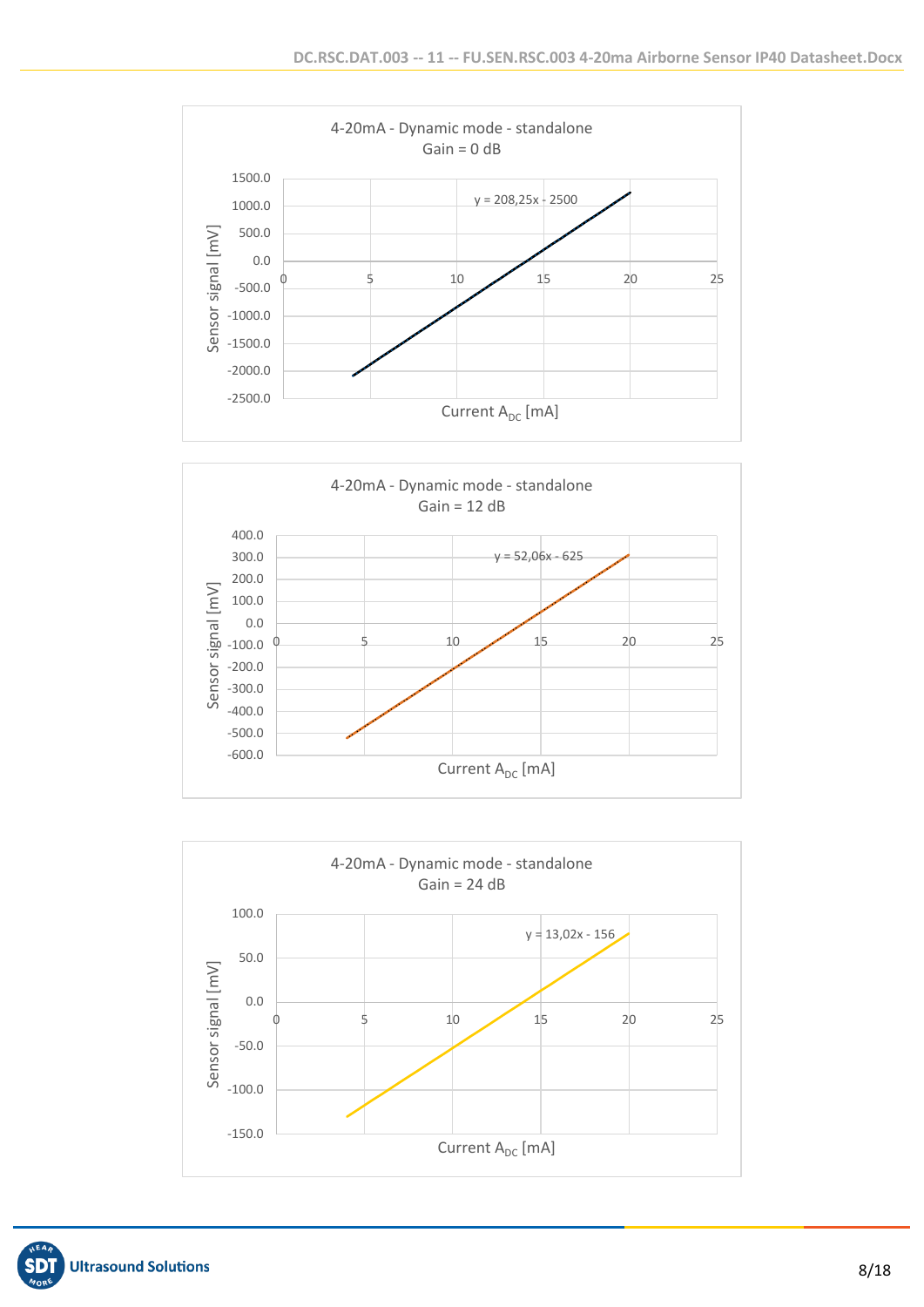**4-20mA - Dynamic mode - standalone**
**Gain = 0 dB**

y = 208,25x - 2500

Sensor signal [mV] vs. Current $A_{DC}$ [mA]

**4-20mA - Dynamic mode - standalone**
**Gain = 12 dB**

y = 52,06x - 625

Sensor signal [mV] vs. Current $A_{DC}$ [mA]

**4-20mA - Dynamic mode - standalone**
**Gain = 24 dB**

y = 13,02x - 156

Sensor signal [mV] vs. Current $A_{DC}$ [mA]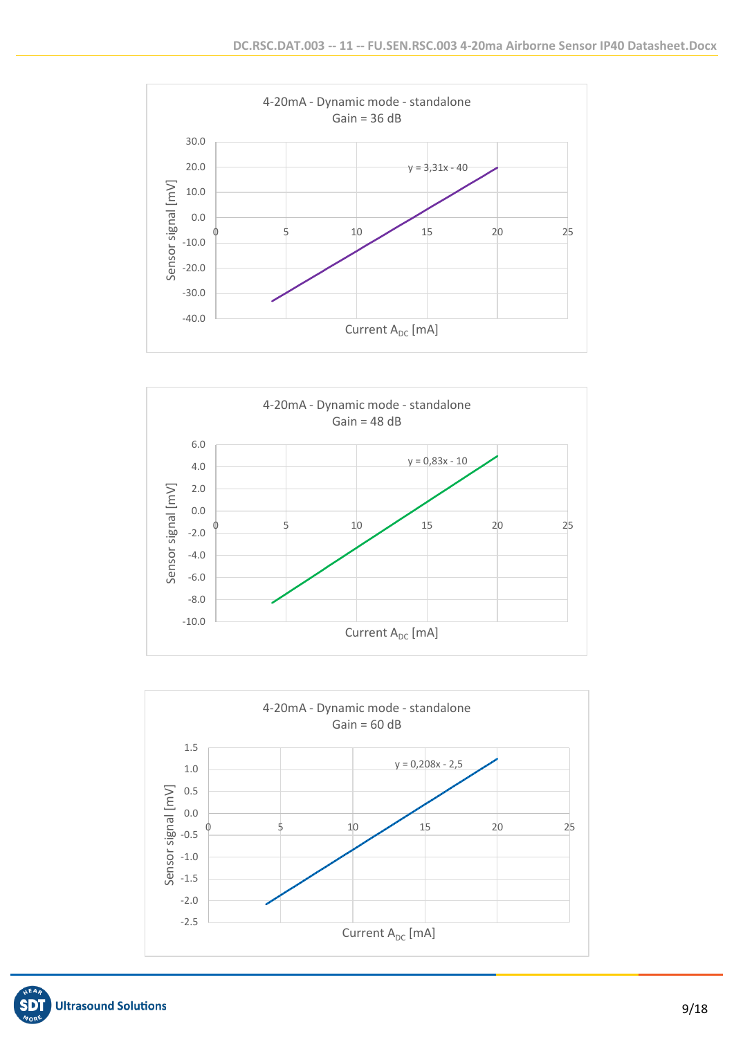**4-20mA - Dynamic mode - standalone**
**Gain = 36 dB**

y = 3,31x - 40

Sensor signal [mV] vs. Current $A_{DC}$ [mA]

**4-20mA - Dynamic mode - standalone**
**Gain = 48 dB**

y = 0,83x - 10

Sensor signal [mV] vs. Current $A_{DC}$ [mA]

**4-20mA - Dynamic mode - standalone**
**Gain = 60 dB**

y = 0,208x - 2,5

Sensor signal [mV] vs. Current $A_{DC}$ [mA]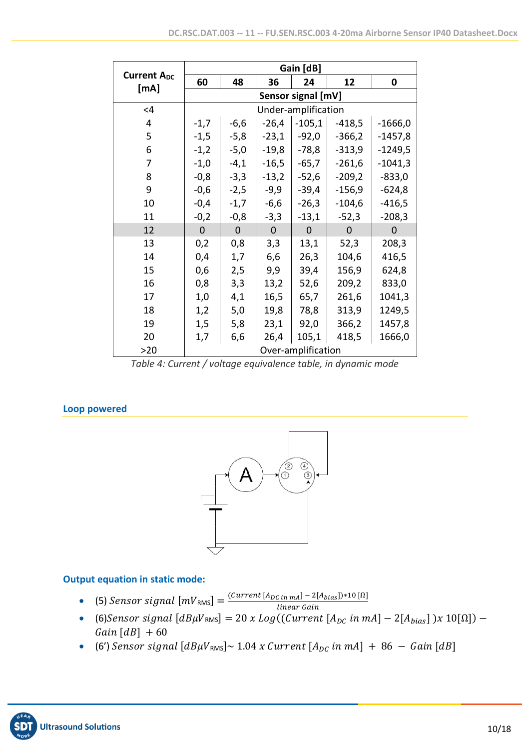| Current $A_{DC}$ [mA] | Gain [dB] | | | | | |
|---|---|---|---|---|---|---|
| | 60 | 48 | 36 | 24 | 12 | 0 |
| | Sensor signal [mV] | | | | | |
| <4 | Under-amplification | | | | | |
| 4 | -1,7 | -6,6 | -26,4 | -105,1 | -418,5 | -1666,0 |
| 5 | -1,5 | -5,8 | -23,1 | -92,0 | -366,2 | -1457,8 |
| 6 | -1,2 | -5,0 | -19,8 | -78,8 | -313,9 | -1249,5 |
| 7 | -1,0 | -4,1 | -16,5 | -65,7 | -261,6 | -1041,3 |
| 8 | -0,8 | -3,3 | -13,2 | -52,6 | -209,2 | -833,0 |
| 9 | -0,6 | -2,5 | -9,9 | -39,4 | -156,9 | -624,8 |
| 10 | -0,4 | -1,7 | -6,6 | -26,3 | -104,6 | -416,5 |
| 11 | -0,2 | -0,8 | -3,3 | -13,1 | -52,3 | -208,3 |
| 12 | 0 | 0 | 0 | 0 | 0 | 0 |
| 13 | 0,2 | 0,8 | 3,3 | 13,1 | 52,3 | 208,3 |
| 14 | 0,4 | 1,7 | 6,6 | 26,3 | 104,6 | 416,5 |
| 15 | 0,6 | 2,5 | 9,9 | 39,4 | 156,9 | 624,8 |
| 16 | 0,8 | 3,3 | 13,2 | 52,6 | 209,2 | 833,0 |
| 17 | 1,0 | 4,1 | 16,5 | 65,7 | 261,6 | 1041,3 |
| 18 | 1,2 | 5,0 | 19,8 | 78,8 | 313,9 | 1249,5 |
| 19 | 1,5 | 5,8 | 23,1 | 92,0 | 366,2 | 1457,8 |
| 20 | 1,7 | 6,6 | 26,4 | 105,1 | 418,5 | 1666,0 |
| >20 | Over-amplification | | | | | |

*Table 4: Current / voltage equivalence table, in dynamic mode*

## Loop powered

## Output equation in static mode:

- (5) $Sensor\ signal\ [mV_{\text{RMS}}] = \frac{(Current\ [A_{DC\ in\ mA}] - 2[A_{bias}])*10\ [\Omega]}{linear\ Gain}$
- (6) $Sensor\ signal\ [dB\mu V_{\text{RMS}}] = 20\ x\ Log((Current\ [A_{DC}\ in\ mA] - 2[A_{bias}]\ )x\ 10[\Omega]) - Gain\ [dB]\ + 60$
- (6') $Sensor\ signal\ [dB\mu V_{\text{RMS}}] \sim 1.04\ x\ Current\ [A_{DC}\ in\ mA]\ +\ 86\ -\ Gain\ [dB]$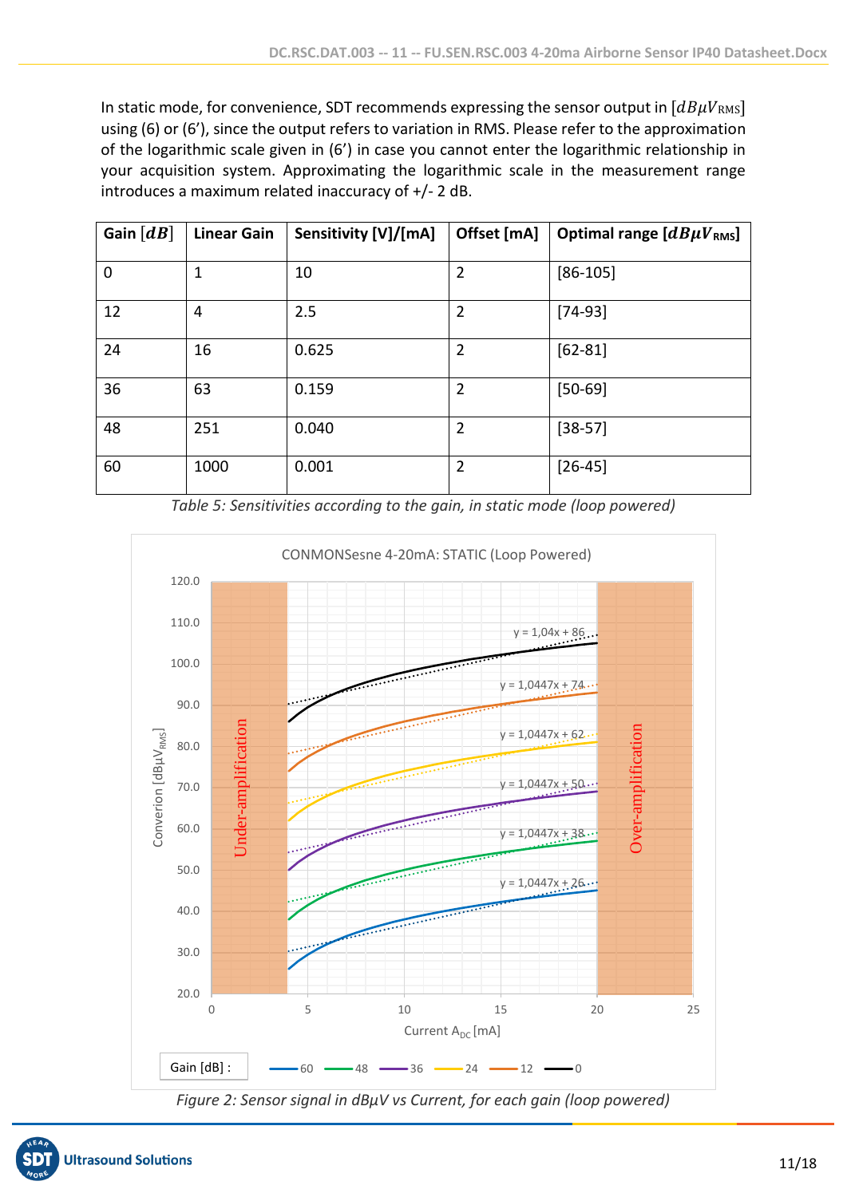In static mode, for convenience, SDT recommends expressing the sensor output in $[dB\mu V_{\mathrm{RMS}}]$ using (6) or (6'), since the output refers to variation in RMS. Please refer to the approximation of the logarithmic scale given in (6') in case you cannot enter the logarithmic relationship in your acquisition system. Approximating the logarithmic scale in the measurement range introduces a maximum related inaccuracy of +/- 2 dB.

| Gain $[dB]$ | Linear Gain | Sensitivity [V]/[mA] | Offset [mA] | Optimal range $[dB\mu V_{\mathrm{RMS}}]$ |
|---|---|---|---|---|
| 0 | 1 | 10 | 2 | [86-105] |
| 12 | 4 | 2.5 | 2 | [74-93] |
| 24 | 16 | 0.625 | 2 | [62-81] |
| 36 | 63 | 0.159 | 2 | [50-69] |
| 48 | 251 | 0.040 | 2 | [38-57] |
| 60 | 1000 | 0.001 | 2 | [26-45] |

*Table 5: Sensitivities according to the gain, in static mode (loop powered)*

*Figure 2: Sensor signal in dBμV vs Current, for each gain (loop powered)*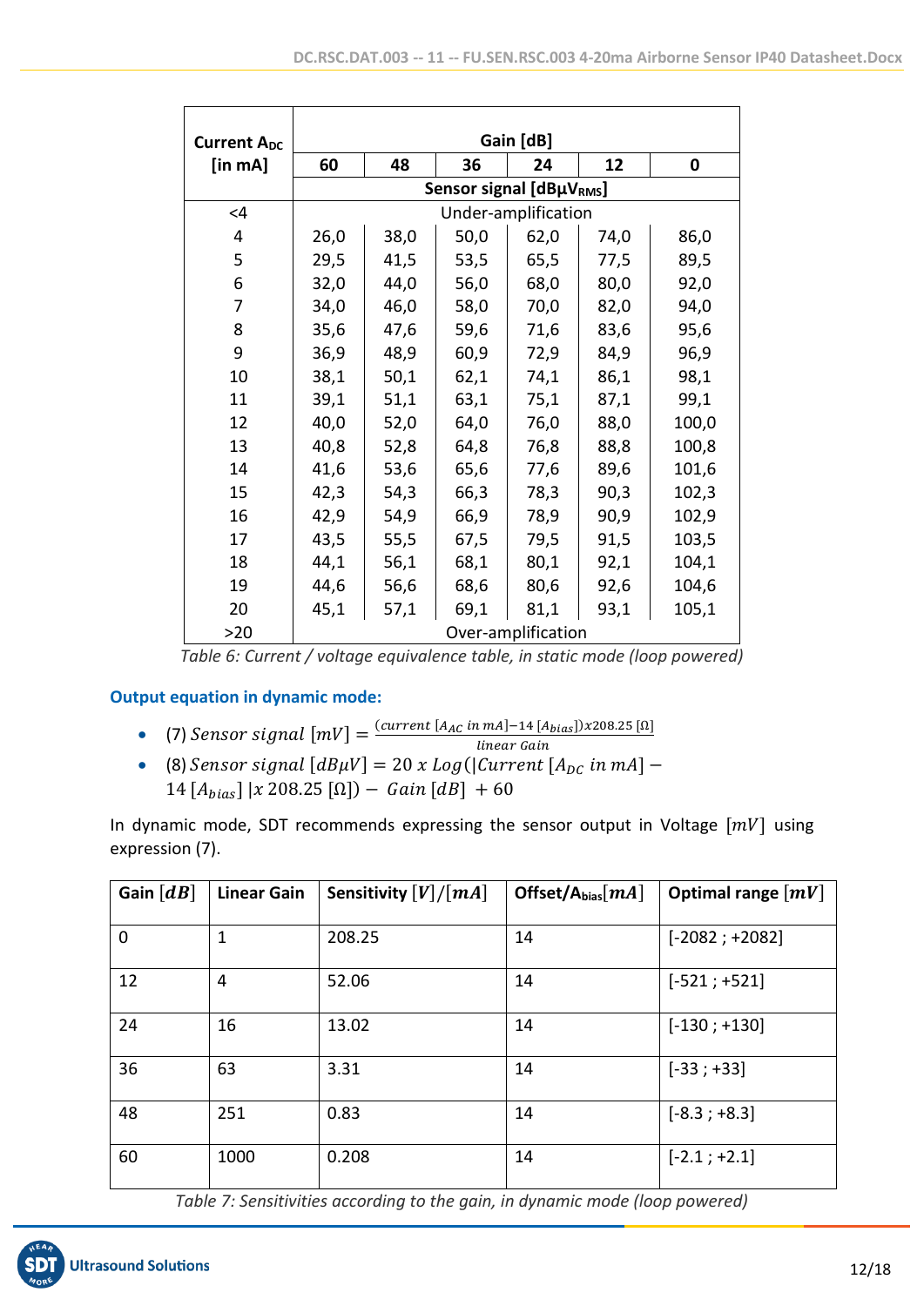| Current $A_{DC}$ [in mA] | Gain [dB] | | | | | |
|---|---|---|---|---|---|---|
| | 60 | 48 | 36 | 24 | 12 | 0 |
| | Sensor signal [dBµ$V_{RMS}$] | | | | | |
| <4 | Under-amplification | | | | | |
| 4 | 26,0 | 38,0 | 50,0 | 62,0 | 74,0 | 86,0 |
| 5 | 29,5 | 41,5 | 53,5 | 65,5 | 77,5 | 89,5 |
| 6 | 32,0 | 44,0 | 56,0 | 68,0 | 80,0 | 92,0 |
| 7 | 34,0 | 46,0 | 58,0 | 70,0 | 82,0 | 94,0 |
| 8 | 35,6 | 47,6 | 59,6 | 71,6 | 83,6 | 95,6 |
| 9 | 36,9 | 48,9 | 60,9 | 72,9 | 84,9 | 96,9 |
| 10 | 38,1 | 50,1 | 62,1 | 74,1 | 86,1 | 98,1 |
| 11 | 39,1 | 51,1 | 63,1 | 75,1 | 87,1 | 99,1 |
| 12 | 40,0 | 52,0 | 64,0 | 76,0 | 88,0 | 100,0 |
| 13 | 40,8 | 52,8 | 64,8 | 76,8 | 88,8 | 100,8 |
| 14 | 41,6 | 53,6 | 65,6 | 77,6 | 89,6 | 101,6 |
| 15 | 42,3 | 54,3 | 66,3 | 78,3 | 90,3 | 102,3 |
| 16 | 42,9 | 54,9 | 66,9 | 78,9 | 90,9 | 102,9 |
| 17 | 43,5 | 55,5 | 67,5 | 79,5 | 91,5 | 103,5 |
| 18 | 44,1 | 56,1 | 68,1 | 80,1 | 92,1 | 104,1 |
| 19 | 44,6 | 56,6 | 68,6 | 80,6 | 92,6 | 104,6 |
| 20 | 45,1 | 57,1 | 69,1 | 81,1 | 93,1 | 105,1 |
| >20 | Over-amplification | | | | | |

*Table 6: Current / voltage equivalence table, in static mode (loop powered)*

### Output equation in dynamic mode:

- (7) $Sensor\ signal\ [mV] = \frac{(current\ [A_{AC}\ in\ mA] - 14\ [A_{bias}]) x 208.25\ [\Omega]}{linear\ Gain}$
- (8) $Sensor\ signal\ [dB\mu V] = 20\ x\ Log(|Current\ [A_{DC}\ in\ mA] - 14\ [A_{bias}]\ |x\ 208.25\ [\Omega]) - Gain\ [dB]\ + 60$

In dynamic mode, SDT recommends expressing the sensor output in Voltage $[mV]$ using expression (7).

| Gain $[dB]$ | Linear Gain | Sensitivity $[V]/[mA]$ | Offset/$A_{bias}[mA]$ | Optimal range $[mV]$ |
|---|---|---|---|---|
| 0 | 1 | 208.25 | 14 | [-2082 ; +2082] |
| 12 | 4 | 52.06 | 14 | [-521 ; +521] |
| 24 | 16 | 13.02 | 14 | [-130 ; +130] |
| 36 | 63 | 3.31 | 14 | [-33 ; +33] |
| 48 | 251 | 0.83 | 14 | [-8.3 ; +8.3] |
| 60 | 1000 | 0.208 | 14 | [-2.1 ; +2.1] |

*Table 7: Sensitivities according to the gain, in dynamic mode (loop powered)*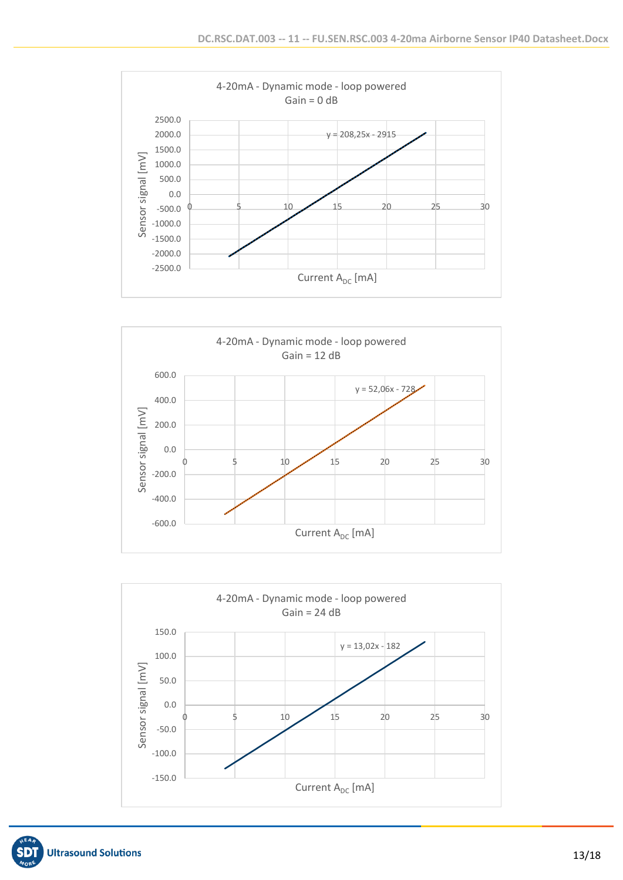4-20mA - Dynamic mode - loop powered
Gain = 0 dB

y = 208,25x - 2915

Sensor signal [mV] vs Current $A_{DC}$ [mA]

4-20mA - Dynamic mode - loop powered
Gain = 12 dB

y = 52,06x - 728

Sensor signal [mV] vs Current $A_{DC}$ [mA]

4-20mA - Dynamic mode - loop powered
Gain = 24 dB

y = 13,02x - 182

Sensor signal [mV] vs Current $A_{DC}$ [mA]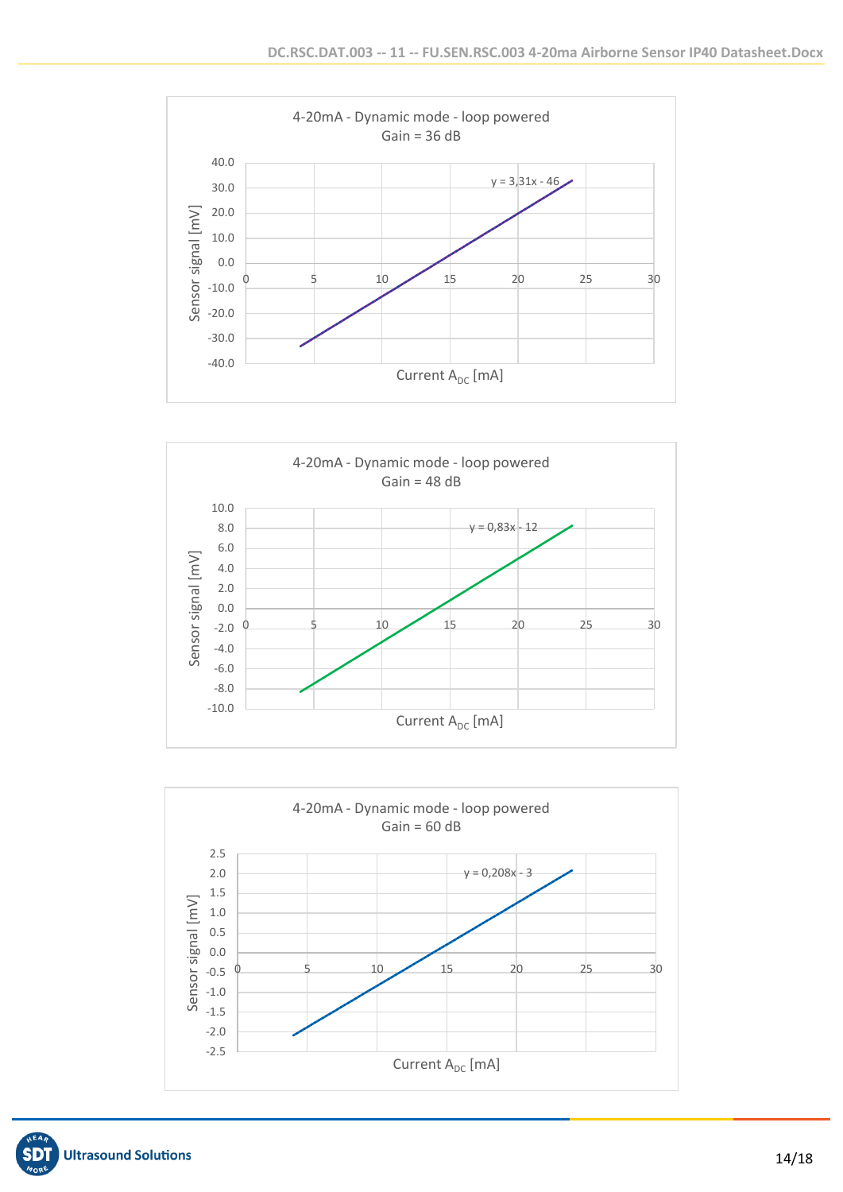**4-20mA - Dynamic mode - loop powered**
**Gain = 36 dB**

Sensor signal [mV] vs Current $A_{DC}$ [mA]

y = 3,31x - 46

**4-20mA - Dynamic mode - loop powered**
**Gain = 48 dB**

Sensor signal [mV] vs Current $A_{DC}$ [mA]

y = 0,83x - 12

**4-20mA - Dynamic mode - loop powered**
**Gain = 60 dB**

Sensor signal [mV] vs Current $A_{DC}$ [mA]

y = 0,208x - 3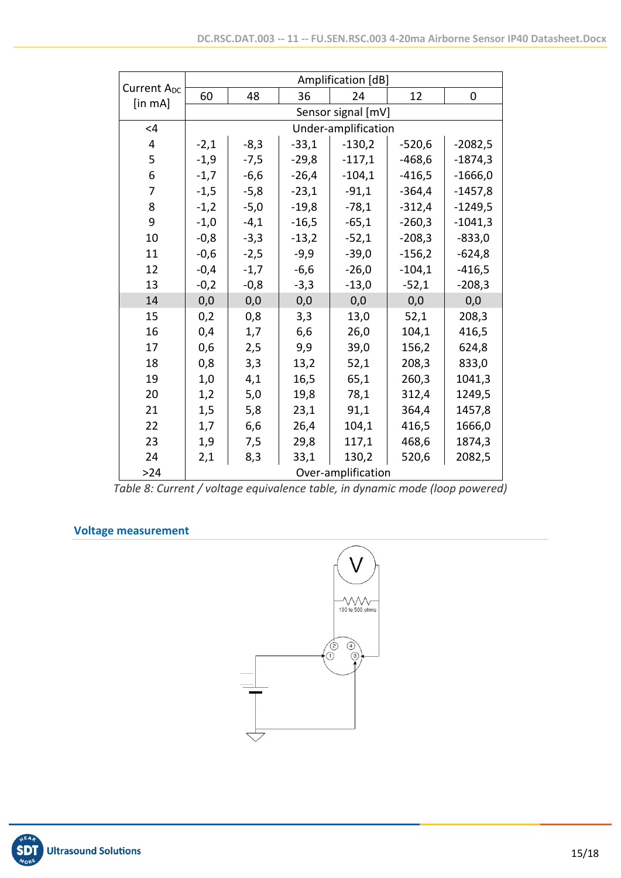| Current $A_{DC}$ [in mA] | Amplification [dB] | | | | | |
|---|---|---|---|---|---|---|
| | 60 | 48 | 36 | 24 | 12 | 0 |
| | Sensor signal [mV] | | | | | |
| <4 | Under-amplification | | | | | |
| 4 | -2,1 | -8,3 | -33,1 | -130,2 | -520,6 | -2082,5 |
| 5 | -1,9 | -7,5 | -29,8 | -117,1 | -468,6 | -1874,3 |
| 6 | -1,7 | -6,6 | -26,4 | -104,1 | -416,5 | -1666,0 |
| 7 | -1,5 | -5,8 | -23,1 | -91,1 | -364,4 | -1457,8 |
| 8 | -1,2 | -5,0 | -19,8 | -78,1 | -312,4 | -1249,5 |
| 9 | -1,0 | -4,1 | -16,5 | -65,1 | -260,3 | -1041,3 |
| 10 | -0,8 | -3,3 | -13,2 | -52,1 | -208,3 | -833,0 |
| 11 | -0,6 | -2,5 | -9,9 | -39,0 | -156,2 | -624,8 |
| 12 | -0,4 | -1,7 | -6,6 | -26,0 | -104,1 | -416,5 |
| 13 | -0,2 | -0,8 | -3,3 | -13,0 | -52,1 | -208,3 |
| 14 | 0,0 | 0,0 | 0,0 | 0,0 | 0,0 | 0,0 |
| 15 | 0,2 | 0,8 | 3,3 | 13,0 | 52,1 | 208,3 |
| 16 | 0,4 | 1,7 | 6,6 | 26,0 | 104,1 | 416,5 |
| 17 | 0,6 | 2,5 | 9,9 | 39,0 | 156,2 | 624,8 |
| 18 | 0,8 | 3,3 | 13,2 | 52,1 | 208,3 | 833,0 |
| 19 | 1,0 | 4,1 | 16,5 | 65,1 | 260,3 | 1041,3 |
| 20 | 1,2 | 5,0 | 19,8 | 78,1 | 312,4 | 1249,5 |
| 21 | 1,5 | 5,8 | 23,1 | 91,1 | 364,4 | 1457,8 |
| 22 | 1,7 | 6,6 | 26,4 | 104,1 | 416,5 | 1666,0 |
| 23 | 1,9 | 7,5 | 29,8 | 117,1 | 468,6 | 1874,3 |
| 24 | 2,1 | 8,3 | 33,1 | 130,2 | 520,6 | 2082,5 |
| >24 | Over-amplification | | | | | |

*Table 8: Current / voltage equivalence table, in dynamic mode (loop powered)*

## Voltage measurement

V

100 to 500 ohms

① ② ③ ④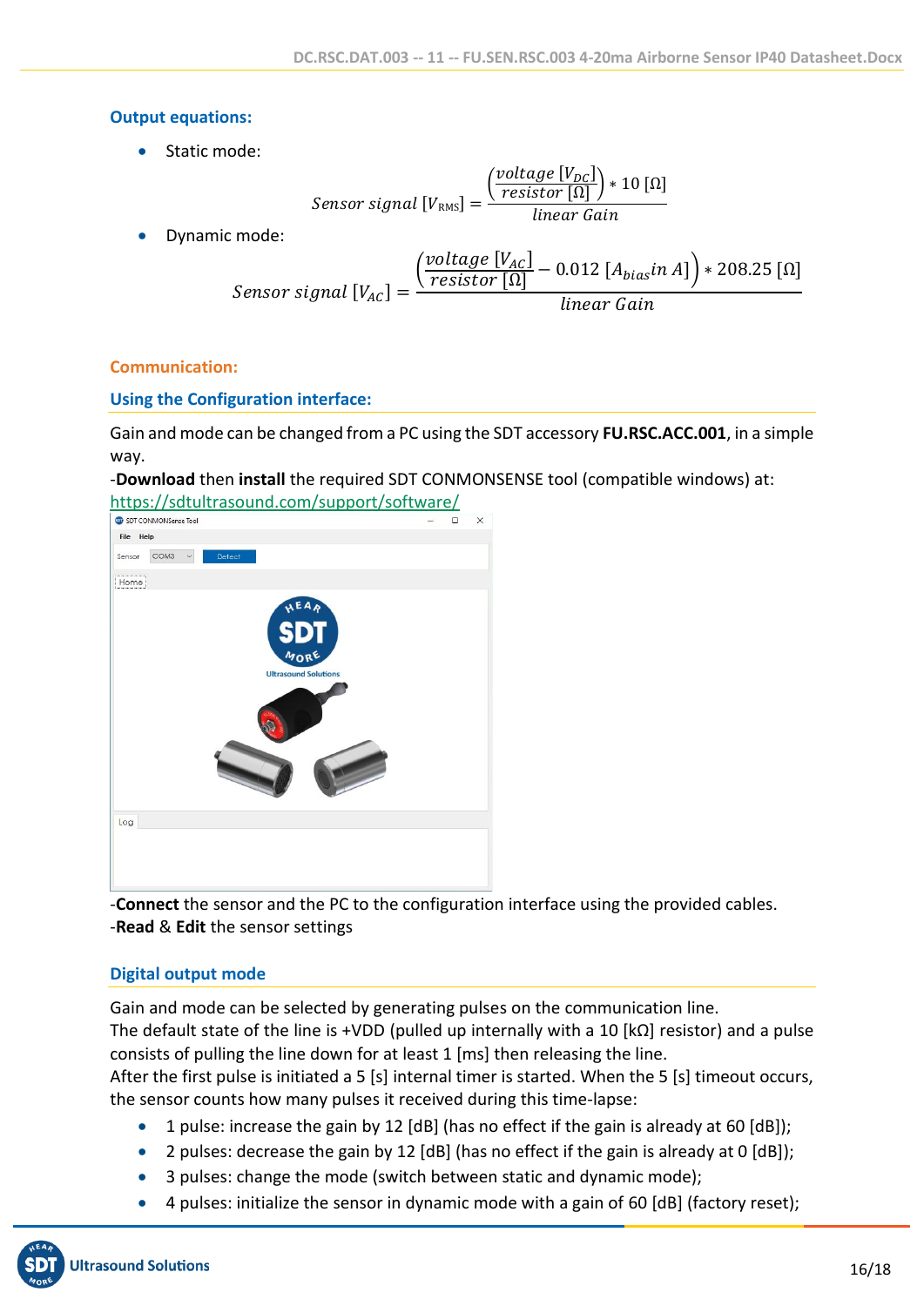### Output equations:

- Static mode:

$$Sensor\ signal\ [V_{\mathrm{RMS}}] = \frac{\left(\frac{voltage\ [V_{DC}]}{resistor\ [\Omega]}\right) * 10\ [\Omega]}{linear\ Gain}$$

- Dynamic mode:

$$Sensor\ signal\ [V_{AC}] = \frac{\left(\frac{voltage\ [V_{AC}]}{resistor\ [\Omega]} - 0.012\ [A_{bias} in\ A]\right) * 208.25\ [\Omega]}{linear\ Gain}$$

## Communication:

### Using the Configuration interface:

Gain and mode can be changed from a PC using the SDT accessory **FU.RSC.ACC.001**, in a simple way.

-**Download** then **install** the required SDT CONMONSENSE tool (compatible windows) at: https://sdtultrasound.com/support/software/

-**Connect** the sensor and the PC to the configuration interface using the provided cables.
-**Read** & **Edit** the sensor settings

### Digital output mode

Gain and mode can be selected by generating pulses on the communication line.
The default state of the line is +VDD (pulled up internally with a 10 [kΩ] resistor) and a pulse consists of pulling the line down for at least 1 [ms] then releasing the line.
After the first pulse is initiated a 5 [s] internal timer is started. When the 5 [s] timeout occurs, the sensor counts how many pulses it received during this time-lapse:

- 1 pulse: increase the gain by 12 [dB] (has no effect if the gain is already at 60 [dB]);
- 2 pulses: decrease the gain by 12 [dB] (has no effect if the gain is already at 0 [dB]);
- 3 pulses: change the mode (switch between static and dynamic mode);
- 4 pulses: initialize the sensor in dynamic mode with a gain of 60 [dB] (factory reset);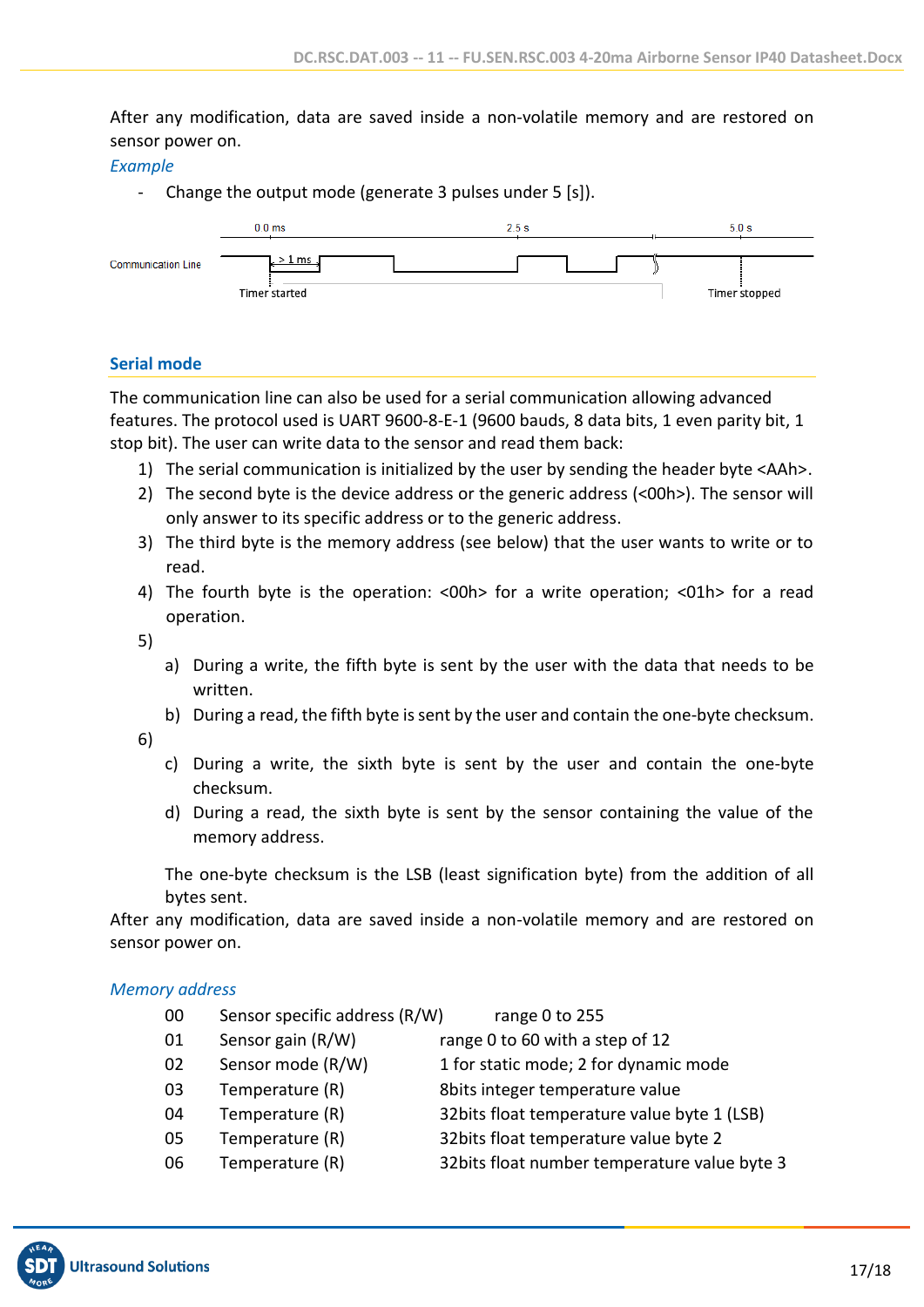After any modification, data are saved inside a non-volatile memory and are restored on sensor power on.

*Example*

- Change the output mode (generate 3 pulses under 5 [s]).

Communication Line
0.0 ms 2.5 s 5.0 s
> 1 ms
Timer started Timer stopped

## Serial mode

The communication line can also be used for a serial communication allowing advanced features. The protocol used is UART 9600-8-E-1 (9600 bauds, 8 data bits, 1 even parity bit, 1 stop bit). The user can write data to the sensor and read them back:

1) The serial communication is initialized by the user by sending the header byte <AAh>.
2) The second byte is the device address or the generic address (<00h>). The sensor will only answer to its specific address or to the generic address.
3) The third byte is the memory address (see below) that the user wants to write or to read.
4) The fourth byte is the operation: <00h> for a write operation; <01h> for a read operation.
5)
   a) During a write, the fifth byte is sent by the user with the data that needs to be written.
   b) During a read, the fifth byte is sent by the user and contain the one-byte checksum.
6)
   c) During a write, the sixth byte is sent by the user and contain the one-byte checksum.
   d) During a read, the sixth byte is sent by the sensor containing the value of the memory address.

   The one-byte checksum is the LSB (least signification byte) from the addition of all bytes sent.

After any modification, data are saved inside a non-volatile memory and are restored on sensor power on.

*Memory address*

| | | |
|---|---|---|
| 00 | Sensor specific address (R/W) | range 0 to 255 |
| 01 | Sensor gain (R/W) | range 0 to 60 with a step of 12 |
| 02 | Sensor mode (R/W) | 1 for static mode; 2 for dynamic mode |
| 03 | Temperature (R) | 8bits integer temperature value |
| 04 | Temperature (R) | 32bits float temperature value byte 1 (LSB) |
| 05 | Temperature (R) | 32bits float temperature value byte 2 |
| 06 | Temperature (R) | 32bits float number temperature value byte 3 |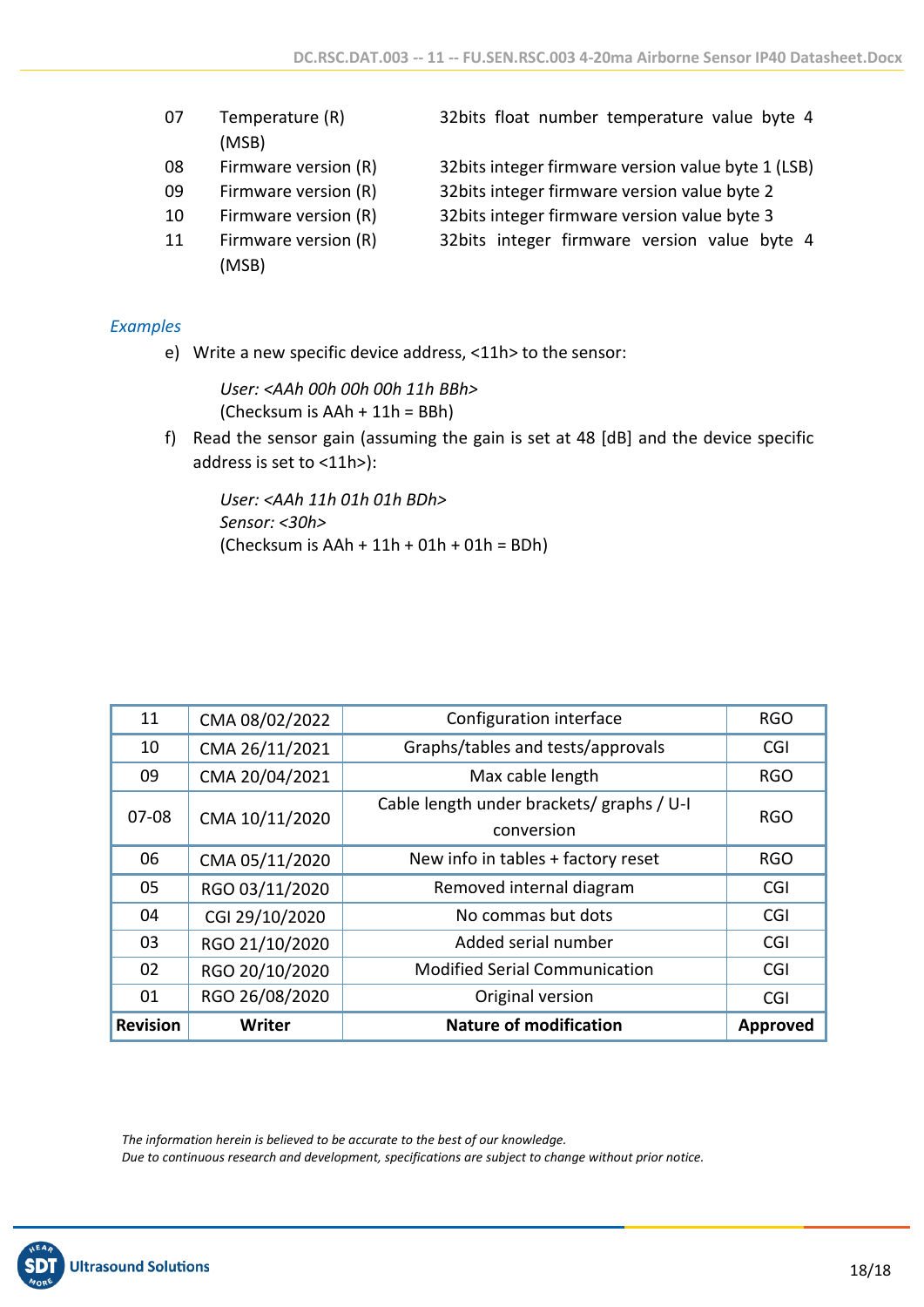| | | |
|---|---|---|
| 07 | Temperature (R) (MSB) | 32bits float number temperature value byte 4 |
| 08 | Firmware version (R) | 32bits integer firmware version value byte 1 (LSB) |
| 09 | Firmware version (R) | 32bits integer firmware version value byte 2 |
| 10 | Firmware version (R) | 32bits integer firmware version value byte 3 |
| 11 | Firmware version (R) (MSB) | 32bits integer firmware version value byte 4 |

*Examples*

e) Write a new specific device address, <11h> to the sensor:

*User: <AAh 00h 00h 00h 11h BBh>*
(Checksum is AAh + 11h = BBh)

f) Read the sensor gain (assuming the gain is set at 48 [dB] and the device specific address is set to <11h>):

*User: <AAh 11h 01h 01h BDh>*
*Sensor: <30h>*
(Checksum is AAh + 11h + 01h + 01h = BDh)

| 11 | CMA 08/02/2022 | Configuration interface | RGO |
|---|---|---|---|
| 10 | CMA 26/11/2021 | Graphs/tables and tests/approvals | CGI |
| 09 | CMA 20/04/2021 | Max cable length | RGO |
| 07-08 | CMA 10/11/2020 | Cable length under brackets/ graphs / U-I conversion | RGO |
| 06 | CMA 05/11/2020 | New info in tables + factory reset | RGO |
| 05 | RGO 03/11/2020 | Removed internal diagram | CGI |
| 04 | CGI 29/10/2020 | No commas but dots | CGI |
| 03 | RGO 21/10/2020 | Added serial number | CGI |
| 02 | RGO 20/10/2020 | Modified Serial Communication | CGI |
| 01 | RGO 26/08/2020 | Original version | CGI |
| **Revision** | **Writer** | **Nature of modification** | **Approved** |

*The information herein is believed to be accurate to the best of our knowledge.*
*Due to continuous research and development, specifications are subject to change without prior notice.*